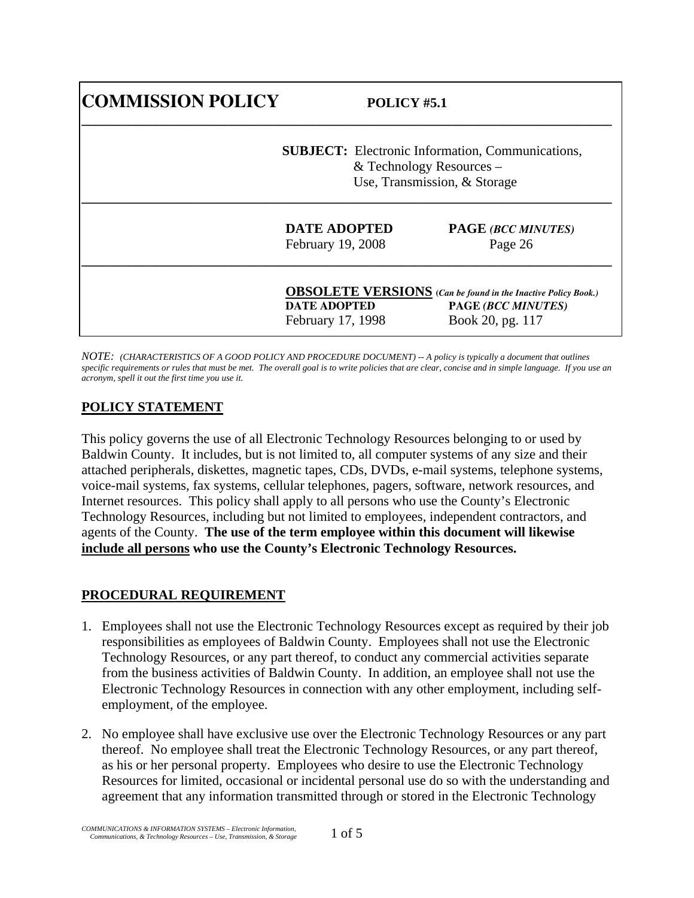# COMMISSION POLICY

**POLICY #5.1**

**SUBJECT:** Electronic Information, Communications, & Technology Resources – Use, Transmission, & Storage

| **DATE ADOPTED** | **PAGE** *(BCC MINUTES)* |
| --- | --- |
| February 19, 2008 | Page 26 |

**OBSOLETE VERSIONS** (*Can be found in the Inactive Policy Book.*)

| **DATE ADOPTED** | **PAGE** *(BCC MINUTES)* |
| --- | --- |
| February 17, 1998 | Book 20, pg. 117 |

*NOTE: (CHARACTERISTICS OF A GOOD POLICY AND PROCEDURE DOCUMENT) -- A policy is typically a document that outlines specific requirements or rules that must be met. The overall goal is to write policies that are clear, concise and in simple language. If you use an acronym, spell it out the first time you use it.*

## POLICY STATEMENT

This policy governs the use of all Electronic Technology Resources belonging to or used by Baldwin County. It includes, but is not limited to, all computer systems of any size and their attached peripherals, diskettes, magnetic tapes, CDs, DVDs, e-mail systems, telephone systems, voice-mail systems, fax systems, cellular telephones, pagers, software, network resources, and Internet resources. This policy shall apply to all persons who use the County's Electronic Technology Resources, including but not limited to employees, independent contractors, and agents of the County. **The use of the term employee within this document will likewise <u>include all persons</u> who use the County's Electronic Technology Resources.**

## PROCEDURAL REQUIREMENT

1. Employees shall not use the Electronic Technology Resources except as required by their job responsibilities as employees of Baldwin County. Employees shall not use the Electronic Technology Resources, or any part thereof, to conduct any commercial activities separate from the business activities of Baldwin County. In addition, an employee shall not use the Electronic Technology Resources in connection with any other employment, including self-employment, of the employee.

2. No employee shall have exclusive use over the Electronic Technology Resources or any part thereof. No employee shall treat the Electronic Technology Resources, or any part thereof, as his or her personal property. Employees who desire to use the Electronic Technology Resources for limited, occasional or incidental personal use do so with the understanding and agreement that any information transmitted through or stored in the Electronic Technology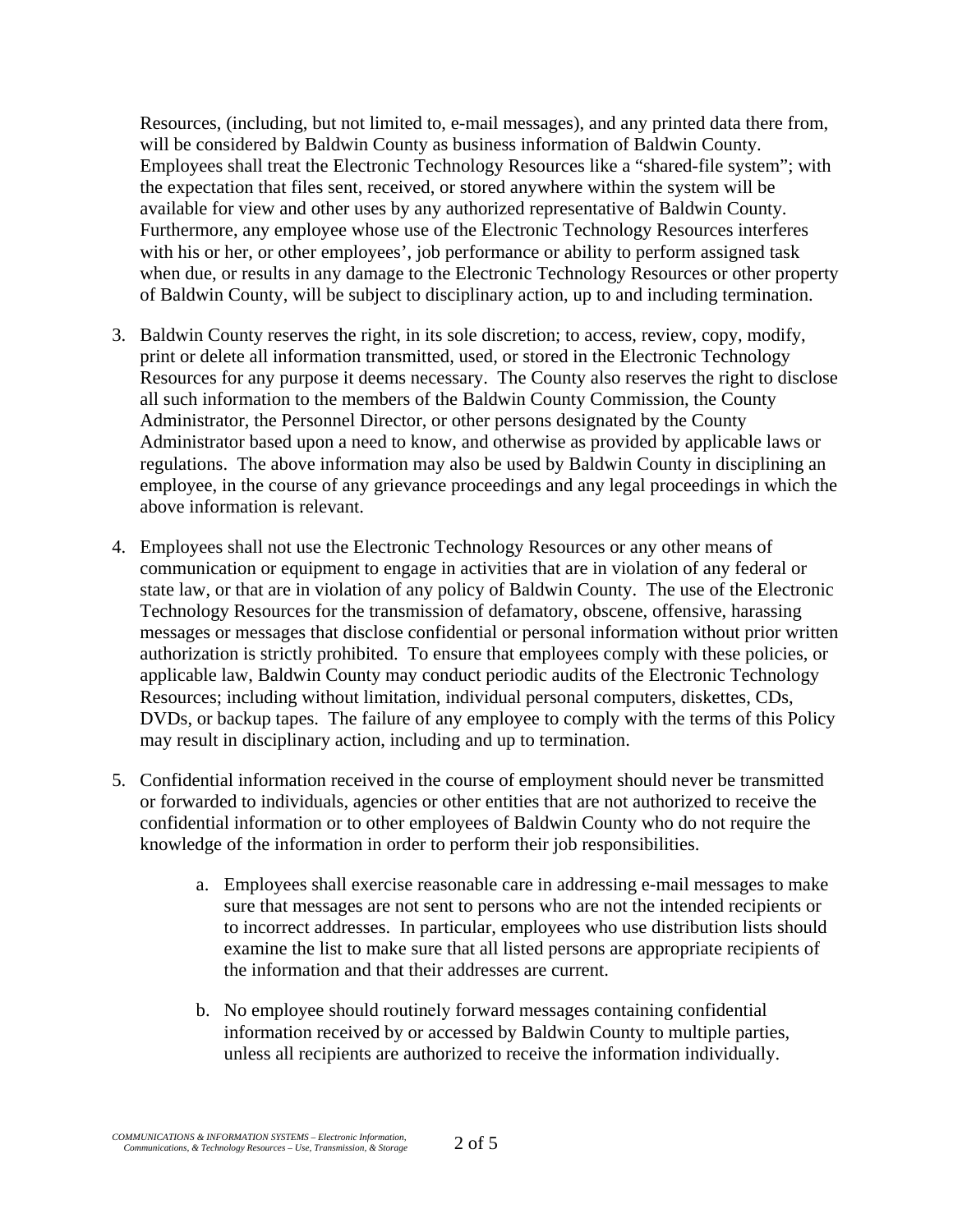Resources, (including, but not limited to, e-mail messages), and any printed data there from, will be considered by Baldwin County as business information of Baldwin County. Employees shall treat the Electronic Technology Resources like a "shared-file system"; with the expectation that files sent, received, or stored anywhere within the system will be available for view and other uses by any authorized representative of Baldwin County. Furthermore, any employee whose use of the Electronic Technology Resources interferes with his or her, or other employees', job performance or ability to perform assigned task when due, or results in any damage to the Electronic Technology Resources or other property of Baldwin County, will be subject to disciplinary action, up to and including termination.

3. Baldwin County reserves the right, in its sole discretion; to access, review, copy, modify, print or delete all information transmitted, used, or stored in the Electronic Technology Resources for any purpose it deems necessary. The County also reserves the right to disclose all such information to the members of the Baldwin County Commission, the County Administrator, the Personnel Director, or other persons designated by the County Administrator based upon a need to know, and otherwise as provided by applicable laws or regulations. The above information may also be used by Baldwin County in disciplining an employee, in the course of any grievance proceedings and any legal proceedings in which the above information is relevant.

4. Employees shall not use the Electronic Technology Resources or any other means of communication or equipment to engage in activities that are in violation of any federal or state law, or that are in violation of any policy of Baldwin County. The use of the Electronic Technology Resources for the transmission of defamatory, obscene, offensive, harassing messages or messages that disclose confidential or personal information without prior written authorization is strictly prohibited. To ensure that employees comply with these policies, or applicable law, Baldwin County may conduct periodic audits of the Electronic Technology Resources; including without limitation, individual personal computers, diskettes, CDs, DVDs, or backup tapes. The failure of any employee to comply with the terms of this Policy may result in disciplinary action, including and up to termination.

5. Confidential information received in the course of employment should never be transmitted or forwarded to individuals, agencies or other entities that are not authorized to receive the confidential information or to other employees of Baldwin County who do not require the knowledge of the information in order to perform their job responsibilities.

    a. Employees shall exercise reasonable care in addressing e-mail messages to make sure that messages are not sent to persons who are not the intended recipients or to incorrect addresses. In particular, employees who use distribution lists should examine the list to make sure that all listed persons are appropriate recipients of the information and that their addresses are current.

    b. No employee should routinely forward messages containing confidential information received by or accessed by Baldwin County to multiple parties, unless all recipients are authorized to receive the information individually.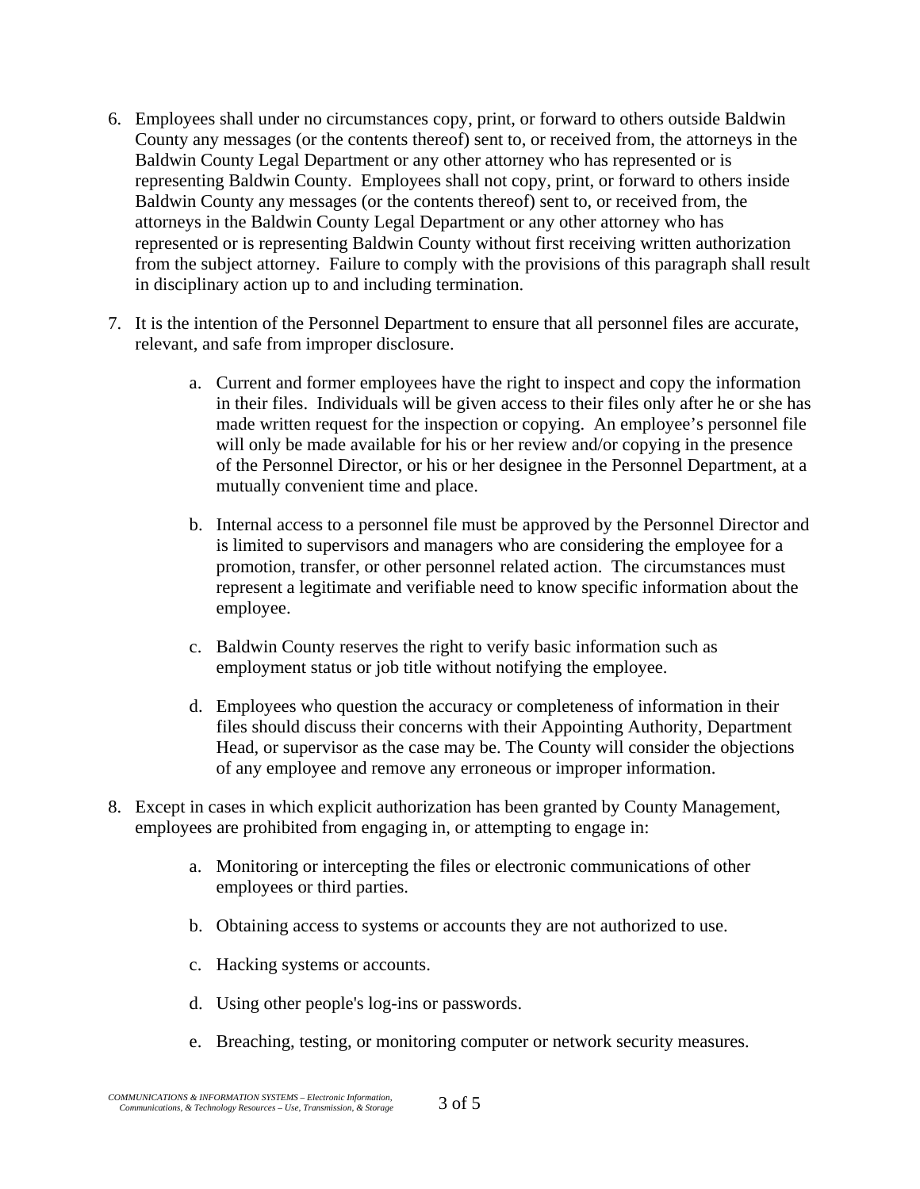6. Employees shall under no circumstances copy, print, or forward to others outside Baldwin County any messages (or the contents thereof) sent to, or received from, the attorneys in the Baldwin County Legal Department or any other attorney who has represented or is representing Baldwin County. Employees shall not copy, print, or forward to others inside Baldwin County any messages (or the contents thereof) sent to, or received from, the attorneys in the Baldwin County Legal Department or any other attorney who has represented or is representing Baldwin County without first receiving written authorization from the subject attorney. Failure to comply with the provisions of this paragraph shall result in disciplinary action up to and including termination.

7. It is the intention of the Personnel Department to ensure that all personnel files are accurate, relevant, and safe from improper disclosure.

    a. Current and former employees have the right to inspect and copy the information in their files. Individuals will be given access to their files only after he or she has made written request for the inspection or copying. An employee's personnel file will only be made available for his or her review and/or copying in the presence of the Personnel Director, or his or her designee in the Personnel Department, at a mutually convenient time and place.

    b. Internal access to a personnel file must be approved by the Personnel Director and is limited to supervisors and managers who are considering the employee for a promotion, transfer, or other personnel related action. The circumstances must represent a legitimate and verifiable need to know specific information about the employee.

    c. Baldwin County reserves the right to verify basic information such as employment status or job title without notifying the employee.

    d. Employees who question the accuracy or completeness of information in their files should discuss their concerns with their Appointing Authority, Department Head, or supervisor as the case may be. The County will consider the objections of any employee and remove any erroneous or improper information.

8. Except in cases in which explicit authorization has been granted by County Management, employees are prohibited from engaging in, or attempting to engage in:

    a. Monitoring or intercepting the files or electronic communications of other employees or third parties.

    b. Obtaining access to systems or accounts they are not authorized to use.

    c. Hacking systems or accounts.

    d. Using other people's log-ins or passwords.

    e. Breaching, testing, or monitoring computer or network security measures.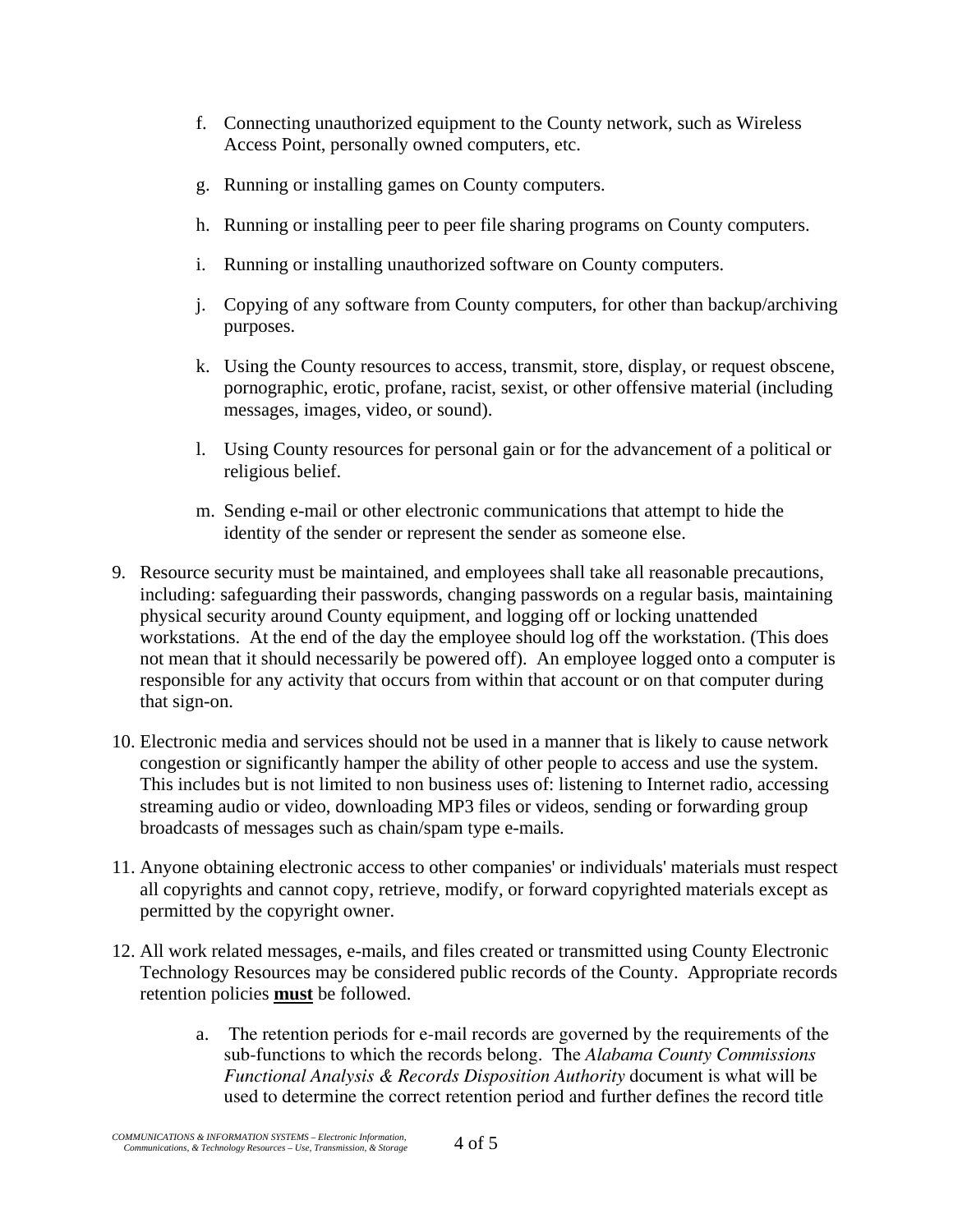f. Connecting unauthorized equipment to the County network, such as Wireless Access Point, personally owned computers, etc.

g. Running or installing games on County computers.

h. Running or installing peer to peer file sharing programs on County computers.

i. Running or installing unauthorized software on County computers.

j. Copying of any software from County computers, for other than backup/archiving purposes.

k. Using the County resources to access, transmit, store, display, or request obscene, pornographic, erotic, profane, racist, sexist, or other offensive material (including messages, images, video, or sound).

l. Using County resources for personal gain or for the advancement of a political or religious belief.

m. Sending e-mail or other electronic communications that attempt to hide the identity of the sender or represent the sender as someone else.

9. Resource security must be maintained, and employees shall take all reasonable precautions, including: safeguarding their passwords, changing passwords on a regular basis, maintaining physical security around County equipment, and logging off or locking unattended workstations. At the end of the day the employee should log off the workstation. (This does not mean that it should necessarily be powered off). An employee logged onto a computer is responsible for any activity that occurs from within that account or on that computer during that sign-on.

10. Electronic media and services should not be used in a manner that is likely to cause network congestion or significantly hamper the ability of other people to access and use the system. This includes but is not limited to non business uses of: listening to Internet radio, accessing streaming audio or video, downloading MP3 files or videos, sending or forwarding group broadcasts of messages such as chain/spam type e-mails.

11. Anyone obtaining electronic access to other companies' or individuals' materials must respect all copyrights and cannot copy, retrieve, modify, or forward copyrighted materials except as permitted by the copyright owner.

12. All work related messages, e-mails, and files created or transmitted using County Electronic Technology Resources may be considered public records of the County. Appropriate records retention policies **<u>must</u>** be followed.

    a. The retention periods for e-mail records are governed by the requirements of the sub-functions to which the records belong. The *Alabama County Commissions Functional Analysis & Records Disposition Authority* document is what will be used to determine the correct retention period and further defines the record title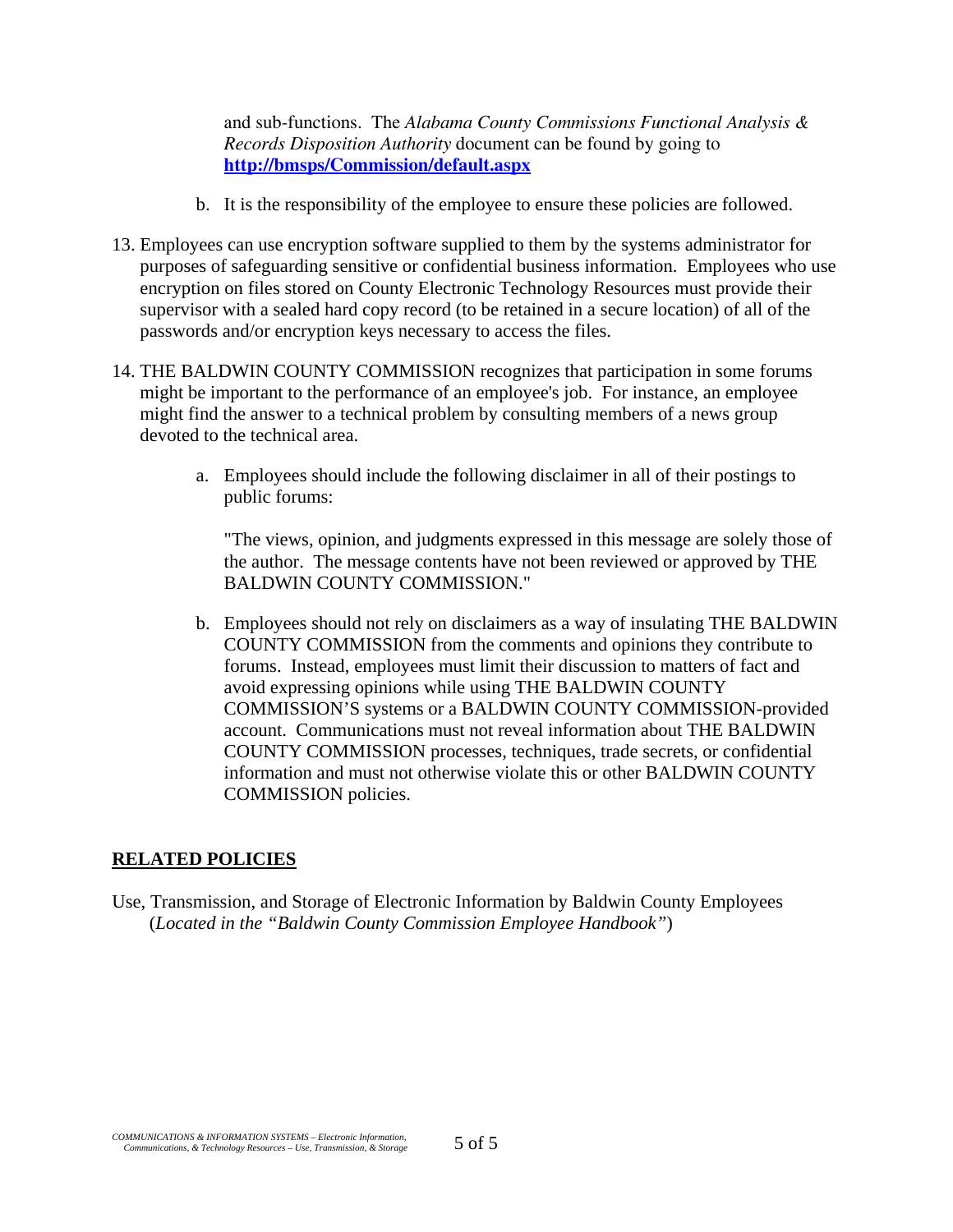and sub-functions. The *Alabama County Commissions Functional Analysis & Records Disposition Authority* document can be found by going to **http://bmsps/Commission/default.aspx**

b. It is the responsibility of the employee to ensure these policies are followed.

13. Employees can use encryption software supplied to them by the systems administrator for purposes of safeguarding sensitive or confidential business information. Employees who use encryption on files stored on County Electronic Technology Resources must provide their supervisor with a sealed hard copy record (to be retained in a secure location) of all of the passwords and/or encryption keys necessary to access the files.

14. THE BALDWIN COUNTY COMMISSION recognizes that participation in some forums might be important to the performance of an employee's job. For instance, an employee might find the answer to a technical problem by consulting members of a news group devoted to the technical area.

    a. Employees should include the following disclaimer in all of their postings to public forums:

       "The views, opinion, and judgments expressed in this message are solely those of the author. The message contents have not been reviewed or approved by THE BALDWIN COUNTY COMMISSION."

    b. Employees should not rely on disclaimers as a way of insulating THE BALDWIN COUNTY COMMISSION from the comments and opinions they contribute to forums. Instead, employees must limit their discussion to matters of fact and avoid expressing opinions while using THE BALDWIN COUNTY COMMISSION'S systems or a BALDWIN COUNTY COMMISSION-provided account. Communications must not reveal information about THE BALDWIN COUNTY COMMISSION processes, techniques, trade secrets, or confidential information and must not otherwise violate this or other BALDWIN COUNTY COMMISSION policies.

## RELATED POLICIES

Use, Transmission, and Storage of Electronic Information by Baldwin County Employees (*Located in the "Baldwin County Commission Employee Handbook"*)